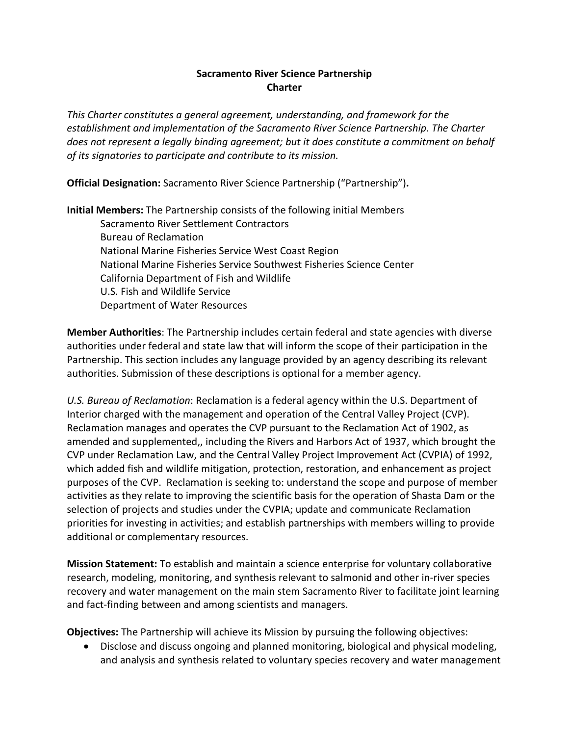# Sacramento River Science Partnership
# Charter

*This Charter constitutes a general agreement, understanding, and framework for the establishment and implementation of the Sacramento River Science Partnership. The Charter does not represent a legally binding agreement; but it does constitute a commitment on behalf of its signatories to participate and contribute to its mission.*

**Official Designation:** Sacramento River Science Partnership ("Partnership")**.**

**Initial Members:** The Partnership consists of the following initial Members

- Sacramento River Settlement Contractors
- Bureau of Reclamation
- National Marine Fisheries Service West Coast Region
- National Marine Fisheries Service Southwest Fisheries Science Center
- California Department of Fish and Wildlife
- U.S. Fish and Wildlife Service
- Department of Water Resources

**Member Authorities**: The Partnership includes certain federal and state agencies with diverse authorities under federal and state law that will inform the scope of their participation in the Partnership. This section includes any language provided by an agency describing its relevant authorities. Submission of these descriptions is optional for a member agency.

*U.S. Bureau of Reclamation*: Reclamation is a federal agency within the U.S. Department of Interior charged with the management and operation of the Central Valley Project (CVP). Reclamation manages and operates the CVP pursuant to the Reclamation Act of 1902, as amended and supplemented,, including the Rivers and Harbors Act of 1937, which brought the CVP under Reclamation Law, and the Central Valley Project Improvement Act (CVPIA) of 1992, which added fish and wildlife mitigation, protection, restoration, and enhancement as project purposes of the CVP. Reclamation is seeking to: understand the scope and purpose of member activities as they relate to improving the scientific basis for the operation of Shasta Dam or the selection of projects and studies under the CVPIA; update and communicate Reclamation priorities for investing in activities; and establish partnerships with members willing to provide additional or complementary resources.

**Mission Statement:** To establish and maintain a science enterprise for voluntary collaborative research, modeling, monitoring, and synthesis relevant to salmonid and other in-river species recovery and water management on the main stem Sacramento River to facilitate joint learning and fact-finding between and among scientists and managers.

**Objectives:** The Partnership will achieve its Mission by pursuing the following objectives:

- Disclose and discuss ongoing and planned monitoring, biological and physical modeling, and analysis and synthesis related to voluntary species recovery and water management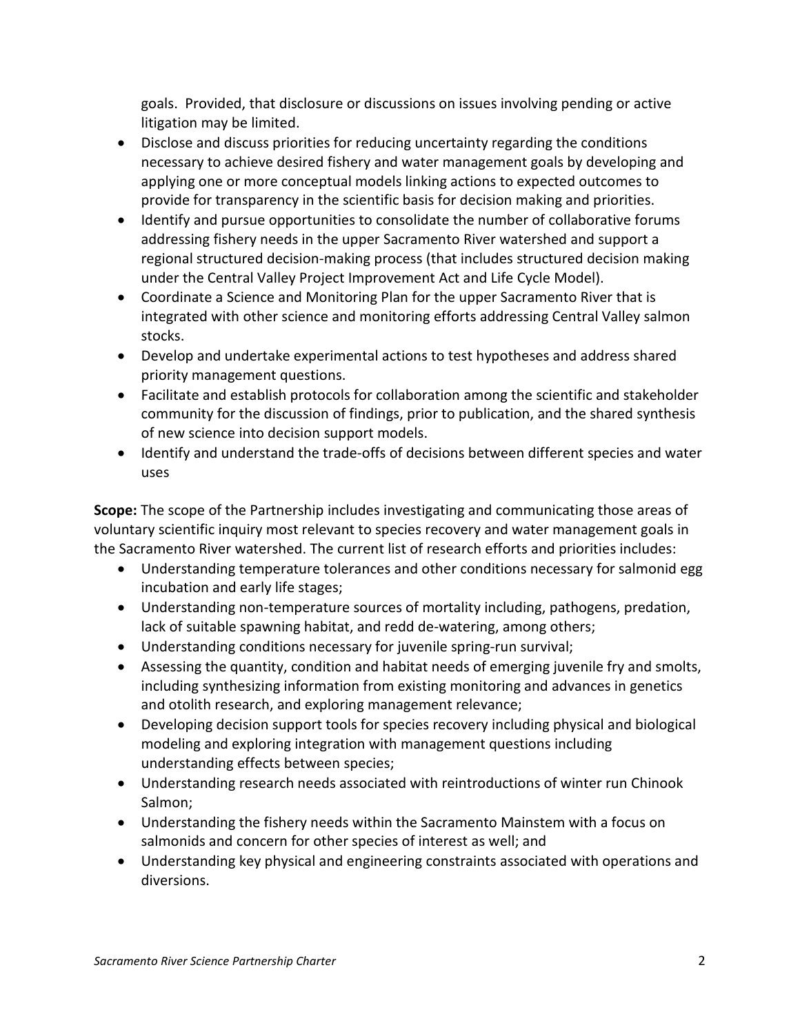goals. Provided, that disclosure or discussions on issues involving pending or active litigation may be limited.

- Disclose and discuss priorities for reducing uncertainty regarding the conditions necessary to achieve desired fishery and water management goals by developing and applying one or more conceptual models linking actions to expected outcomes to provide for transparency in the scientific basis for decision making and priorities.
- Identify and pursue opportunities to consolidate the number of collaborative forums addressing fishery needs in the upper Sacramento River watershed and support a regional structured decision-making process (that includes structured decision making under the Central Valley Project Improvement Act and Life Cycle Model).
- Coordinate a Science and Monitoring Plan for the upper Sacramento River that is integrated with other science and monitoring efforts addressing Central Valley salmon stocks.
- Develop and undertake experimental actions to test hypotheses and address shared priority management questions.
- Facilitate and establish protocols for collaboration among the scientific and stakeholder community for the discussion of findings, prior to publication, and the shared synthesis of new science into decision support models.
- Identify and understand the trade-offs of decisions between different species and water uses

**Scope:** The scope of the Partnership includes investigating and communicating those areas of voluntary scientific inquiry most relevant to species recovery and water management goals in the Sacramento River watershed. The current list of research efforts and priorities includes:

- Understanding temperature tolerances and other conditions necessary for salmonid egg incubation and early life stages;
- Understanding non-temperature sources of mortality including, pathogens, predation, lack of suitable spawning habitat, and redd de-watering, among others;
- Understanding conditions necessary for juvenile spring-run survival;
- Assessing the quantity, condition and habitat needs of emerging juvenile fry and smolts, including synthesizing information from existing monitoring and advances in genetics and otolith research, and exploring management relevance;
- Developing decision support tools for species recovery including physical and biological modeling and exploring integration with management questions including understanding effects between species;
- Understanding research needs associated with reintroductions of winter run Chinook Salmon;
- Understanding the fishery needs within the Sacramento Mainstem with a focus on salmonids and concern for other species of interest as well; and
- Understanding key physical and engineering constraints associated with operations and diversions.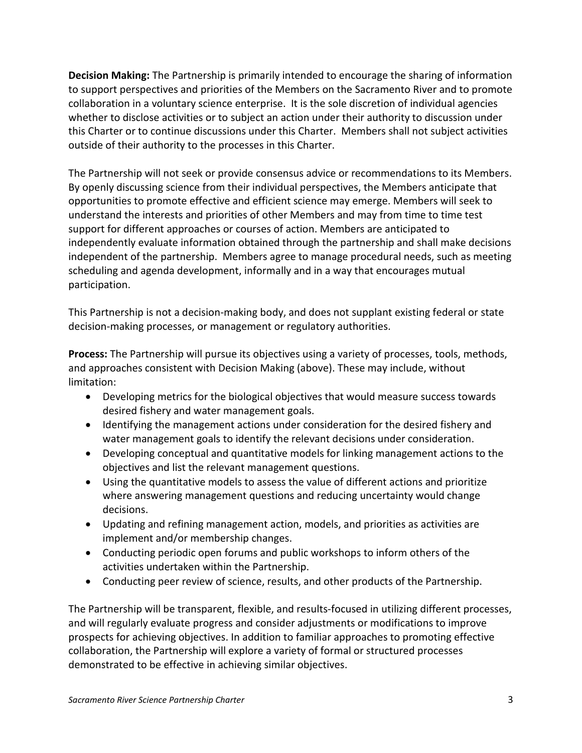**Decision Making:** The Partnership is primarily intended to encourage the sharing of information to support perspectives and priorities of the Members on the Sacramento River and to promote collaboration in a voluntary science enterprise. It is the sole discretion of individual agencies whether to disclose activities or to subject an action under their authority to discussion under this Charter or to continue discussions under this Charter. Members shall not subject activities outside of their authority to the processes in this Charter.

The Partnership will not seek or provide consensus advice or recommendations to its Members. By openly discussing science from their individual perspectives, the Members anticipate that opportunities to promote effective and efficient science may emerge. Members will seek to understand the interests and priorities of other Members and may from time to time test support for different approaches or courses of action. Members are anticipated to independently evaluate information obtained through the partnership and shall make decisions independent of the partnership. Members agree to manage procedural needs, such as meeting scheduling and agenda development, informally and in a way that encourages mutual participation.

This Partnership is not a decision-making body, and does not supplant existing federal or state decision-making processes, or management or regulatory authorities.

**Process:** The Partnership will pursue its objectives using a variety of processes, tools, methods, and approaches consistent with Decision Making (above). These may include, without limitation:

- Developing metrics for the biological objectives that would measure success towards desired fishery and water management goals.
- Identifying the management actions under consideration for the desired fishery and water management goals to identify the relevant decisions under consideration.
- Developing conceptual and quantitative models for linking management actions to the objectives and list the relevant management questions.
- Using the quantitative models to assess the value of different actions and prioritize where answering management questions and reducing uncertainty would change decisions.
- Updating and refining management action, models, and priorities as activities are implement and/or membership changes.
- Conducting periodic open forums and public workshops to inform others of the activities undertaken within the Partnership.
- Conducting peer review of science, results, and other products of the Partnership.

The Partnership will be transparent, flexible, and results-focused in utilizing different processes, and will regularly evaluate progress and consider adjustments or modifications to improve prospects for achieving objectives. In addition to familiar approaches to promoting effective collaboration, the Partnership will explore a variety of formal or structured processes demonstrated to be effective in achieving similar objectives.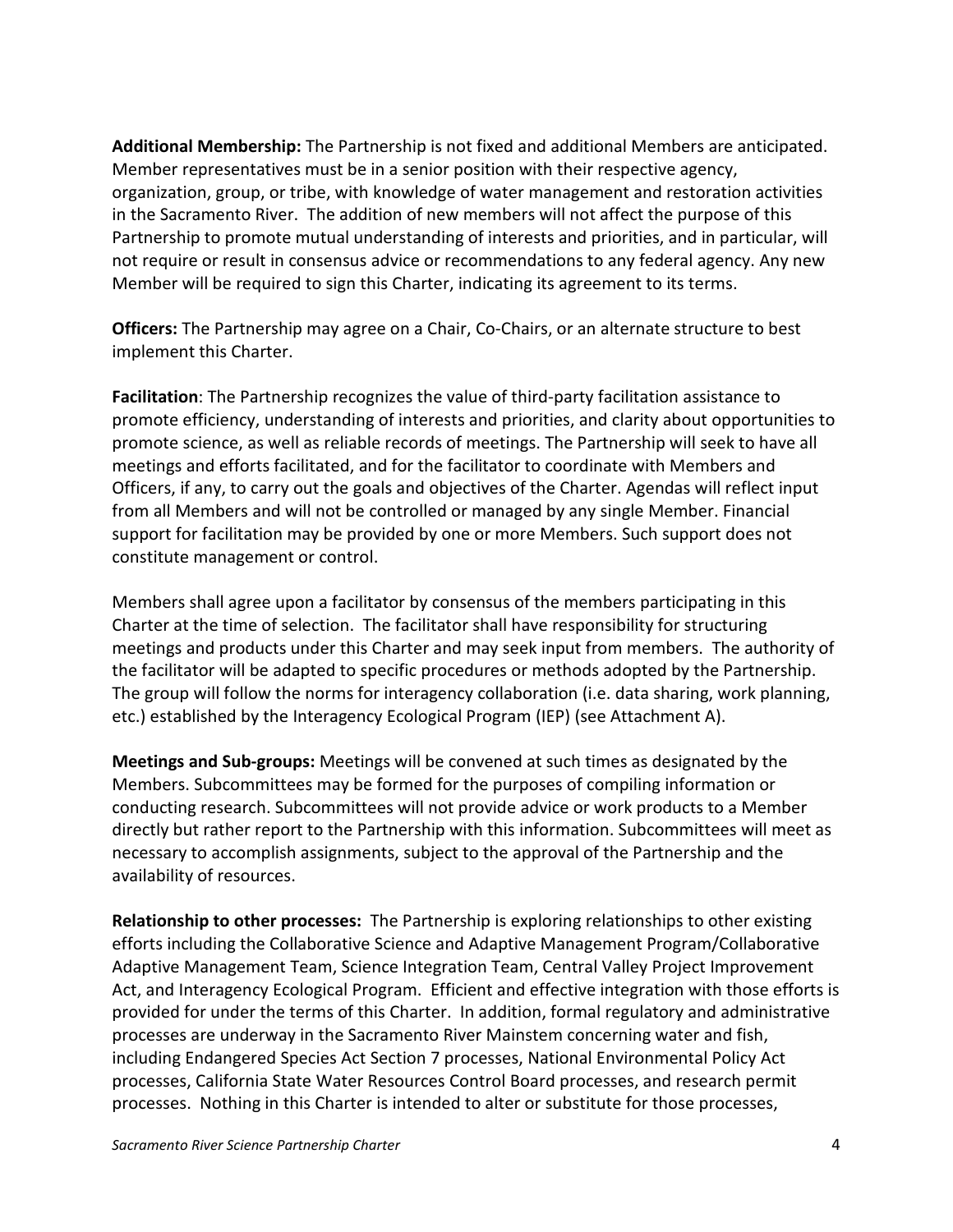**Additional Membership:** The Partnership is not fixed and additional Members are anticipated. Member representatives must be in a senior position with their respective agency, organization, group, or tribe, with knowledge of water management and restoration activities in the Sacramento River. The addition of new members will not affect the purpose of this Partnership to promote mutual understanding of interests and priorities, and in particular, will not require or result in consensus advice or recommendations to any federal agency. Any new Member will be required to sign this Charter, indicating its agreement to its terms.

**Officers:** The Partnership may agree on a Chair, Co-Chairs, or an alternate structure to best implement this Charter.

**Facilitation**: The Partnership recognizes the value of third-party facilitation assistance to promote efficiency, understanding of interests and priorities, and clarity about opportunities to promote science, as well as reliable records of meetings. The Partnership will seek to have all meetings and efforts facilitated, and for the facilitator to coordinate with Members and Officers, if any, to carry out the goals and objectives of the Charter. Agendas will reflect input from all Members and will not be controlled or managed by any single Member. Financial support for facilitation may be provided by one or more Members. Such support does not constitute management or control.

Members shall agree upon a facilitator by consensus of the members participating in this Charter at the time of selection. The facilitator shall have responsibility for structuring meetings and products under this Charter and may seek input from members. The authority of the facilitator will be adapted to specific procedures or methods adopted by the Partnership. The group will follow the norms for interagency collaboration (i.e. data sharing, work planning, etc.) established by the Interagency Ecological Program (IEP) (see Attachment A).

**Meetings and Sub-groups:** Meetings will be convened at such times as designated by the Members. Subcommittees may be formed for the purposes of compiling information or conducting research. Subcommittees will not provide advice or work products to a Member directly but rather report to the Partnership with this information. Subcommittees will meet as necessary to accomplish assignments, subject to the approval of the Partnership and the availability of resources.

**Relationship to other processes:** The Partnership is exploring relationships to other existing efforts including the Collaborative Science and Adaptive Management Program/Collaborative Adaptive Management Team, Science Integration Team, Central Valley Project Improvement Act, and Interagency Ecological Program. Efficient and effective integration with those efforts is provided for under the terms of this Charter. In addition, formal regulatory and administrative processes are underway in the Sacramento River Mainstem concerning water and fish, including Endangered Species Act Section 7 processes, National Environmental Policy Act processes, California State Water Resources Control Board processes, and research permit processes. Nothing in this Charter is intended to alter or substitute for those processes,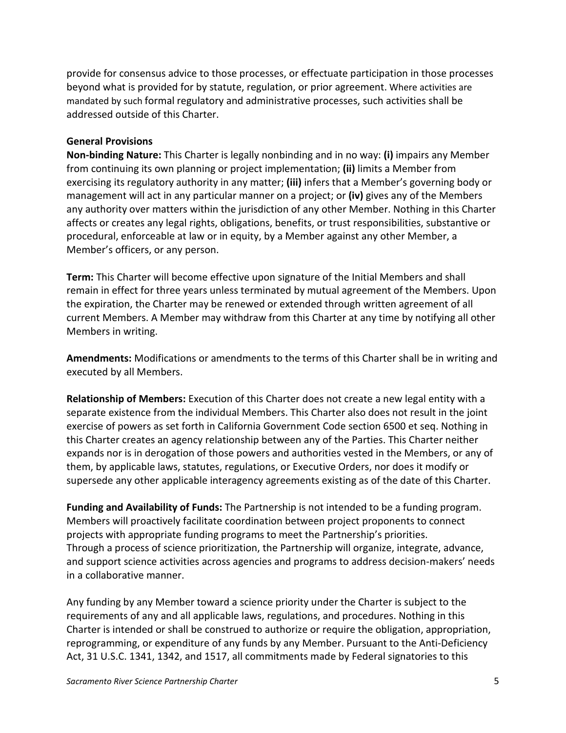provide for consensus advice to those processes, or effectuate participation in those processes beyond what is provided for by statute, regulation, or prior agreement. Where activities are mandated by such formal regulatory and administrative processes, such activities shall be addressed outside of this Charter.

**General Provisions**

**Non-binding Nature:** This Charter is legally nonbinding and in no way: **(i)** impairs any Member from continuing its own planning or project implementation; **(ii)** limits a Member from exercising its regulatory authority in any matter; **(iii)** infers that a Member's governing body or management will act in any particular manner on a project; or **(iv)** gives any of the Members any authority over matters within the jurisdiction of any other Member. Nothing in this Charter affects or creates any legal rights, obligations, benefits, or trust responsibilities, substantive or procedural, enforceable at law or in equity, by a Member against any other Member, a Member's officers, or any person.

**Term:** This Charter will become effective upon signature of the Initial Members and shall remain in effect for three years unless terminated by mutual agreement of the Members. Upon the expiration, the Charter may be renewed or extended through written agreement of all current Members. A Member may withdraw from this Charter at any time by notifying all other Members in writing.

**Amendments:** Modifications or amendments to the terms of this Charter shall be in writing and executed by all Members.

**Relationship of Members:** Execution of this Charter does not create a new legal entity with a separate existence from the individual Members. This Charter also does not result in the joint exercise of powers as set forth in California Government Code section 6500 et seq. Nothing in this Charter creates an agency relationship between any of the Parties. This Charter neither expands nor is in derogation of those powers and authorities vested in the Members, or any of them, by applicable laws, statutes, regulations, or Executive Orders, nor does it modify or supersede any other applicable interagency agreements existing as of the date of this Charter.

**Funding and Availability of Funds:** The Partnership is not intended to be a funding program. Members will proactively facilitate coordination between project proponents to connect projects with appropriate funding programs to meet the Partnership's priorities. Through a process of science prioritization, the Partnership will organize, integrate, advance, and support science activities across agencies and programs to address decision-makers' needs in a collaborative manner.

Any funding by any Member toward a science priority under the Charter is subject to the requirements of any and all applicable laws, regulations, and procedures. Nothing in this Charter is intended or shall be construed to authorize or require the obligation, appropriation, reprogramming, or expenditure of any funds by any Member. Pursuant to the Anti-Deficiency Act, 31 U.S.C. 1341, 1342, and 1517, all commitments made by Federal signatories to this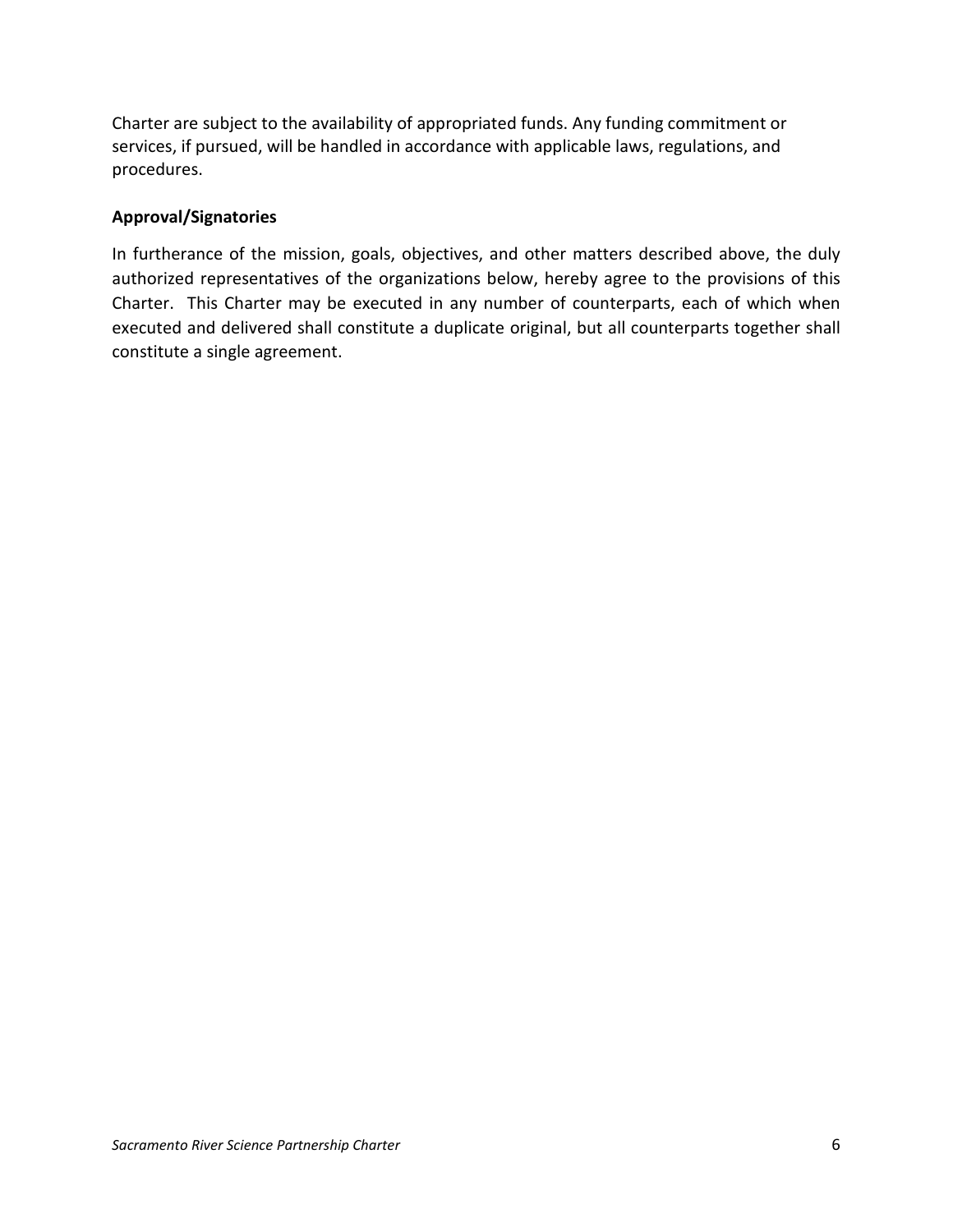Charter are subject to the availability of appropriated funds. Any funding commitment or services, if pursued, will be handled in accordance with applicable laws, regulations, and procedures.

**Approval/Signatories**

In furtherance of the mission, goals, objectives, and other matters described above, the duly authorized representatives of the organizations below, hereby agree to the provisions of this Charter. This Charter may be executed in any number of counterparts, each of which when executed and delivered shall constitute a duplicate original, but all counterparts together shall constitute a single agreement.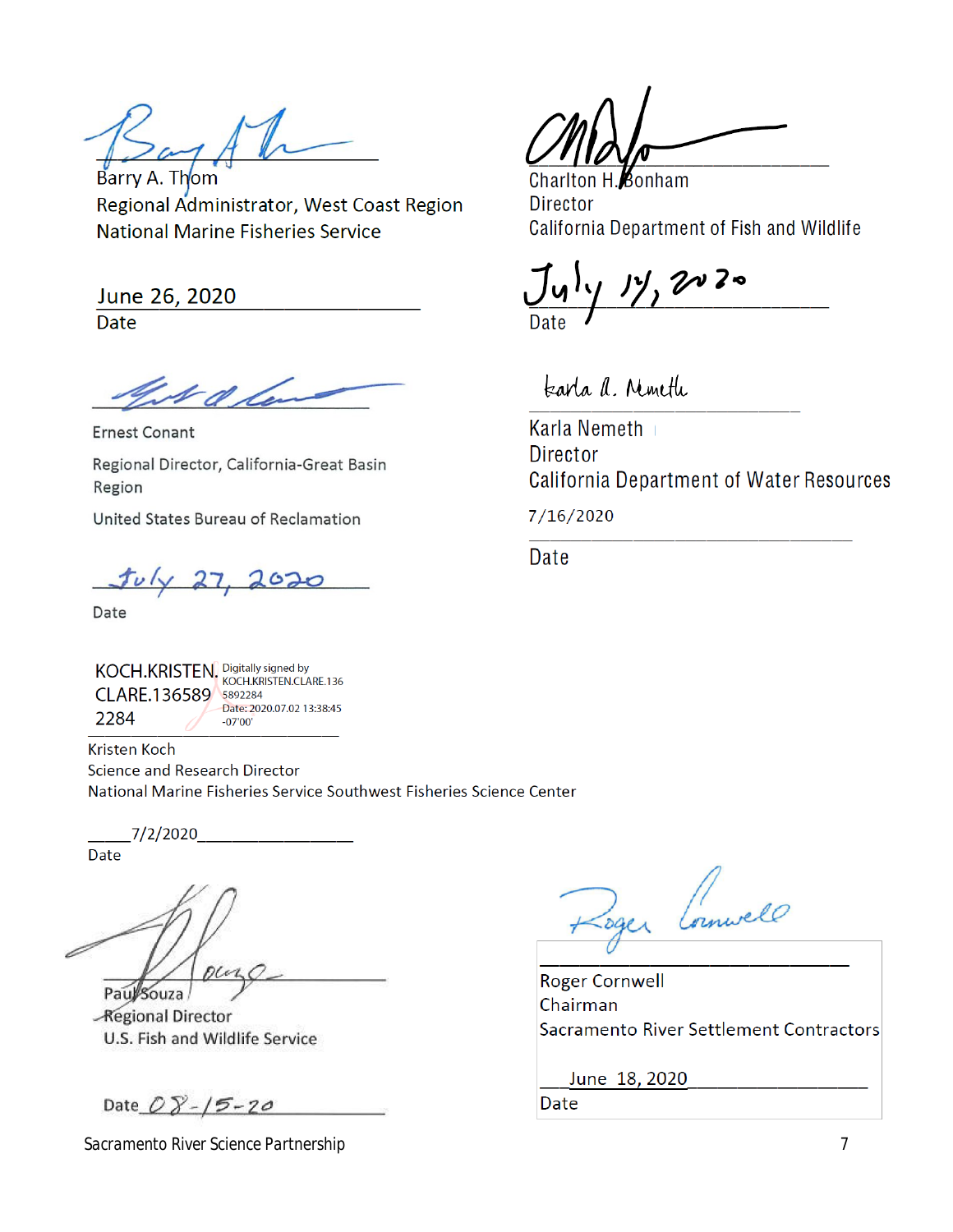Barry A. Thom
Regional Administrator, West Coast Region
National Marine Fisheries Service

June 26, 2020
Date

Charlton H. Bonham
Director
California Department of Fish and Wildlife

July 14, 2020
Date

Ernest Conant

Regional Director, California-Great Basin Region

United States Bureau of Reclamation

July 27, 2020

Date

Karla Nemeth
Director
California Department of Water Resources

7/16/2020

Date

KOCH.KRISTEN.CLARE.1365892284 Digitally signed by KOCH.KRISTEN.CLARE.1365892284 Date: 2020.07.02 13:38:45 -07'00'

Kristen Koch
Science and Research Director
National Marine Fisheries Service Southwest Fisheries Science Center

7/2/2020
Date

Paul Souza
Regional Director
U.S. Fish and Wildlife Service

Date 08-15-20

Roger Cornwell
Chairman
Sacramento River Settlement Contractors

June 18, 2020
Date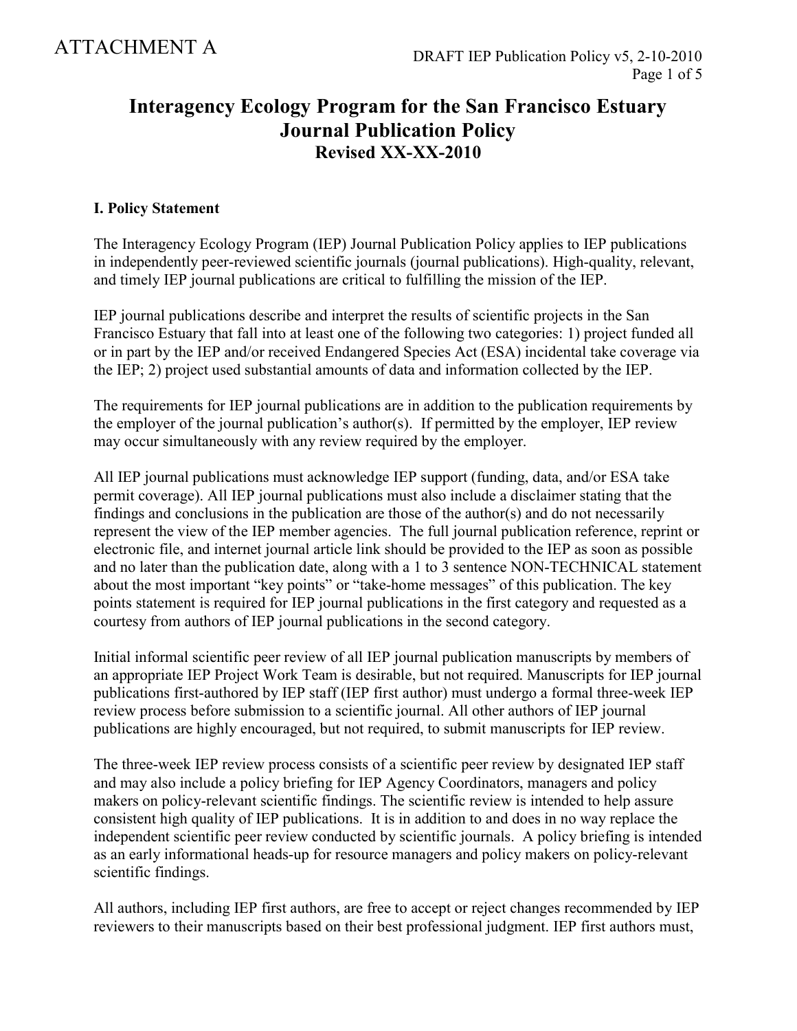ATTACHMENT A

# Interagency Ecology Program for the San Francisco Estuary Journal Publication Policy

**Revised XX-XX-2010**

## I. Policy Statement

The Interagency Ecology Program (IEP) Journal Publication Policy applies to IEP publications in independently peer-reviewed scientific journals (journal publications). High-quality, relevant, and timely IEP journal publications are critical to fulfilling the mission of the IEP.

IEP journal publications describe and interpret the results of scientific projects in the San Francisco Estuary that fall into at least one of the following two categories: 1) project funded all or in part by the IEP and/or received Endangered Species Act (ESA) incidental take coverage via the IEP; 2) project used substantial amounts of data and information collected by the IEP.

The requirements for IEP journal publications are in addition to the publication requirements by the employer of the journal publication's author(s). If permitted by the employer, IEP review may occur simultaneously with any review required by the employer.

All IEP journal publications must acknowledge IEP support (funding, data, and/or ESA take permit coverage). All IEP journal publications must also include a disclaimer stating that the findings and conclusions in the publication are those of the author(s) and do not necessarily represent the view of the IEP member agencies. The full journal publication reference, reprint or electronic file, and internet journal article link should be provided to the IEP as soon as possible and no later than the publication date, along with a 1 to 3 sentence NON-TECHNICAL statement about the most important "key points" or "take-home messages" of this publication. The key points statement is required for IEP journal publications in the first category and requested as a courtesy from authors of IEP journal publications in the second category.

Initial informal scientific peer review of all IEP journal publication manuscripts by members of an appropriate IEP Project Work Team is desirable, but not required. Manuscripts for IEP journal publications first-authored by IEP staff (IEP first author) must undergo a formal three-week IEP review process before submission to a scientific journal. All other authors of IEP journal publications are highly encouraged, but not required, to submit manuscripts for IEP review.

The three-week IEP review process consists of a scientific peer review by designated IEP staff and may also include a policy briefing for IEP Agency Coordinators, managers and policy makers on policy-relevant scientific findings. The scientific review is intended to help assure consistent high quality of IEP publications. It is in addition to and does in no way replace the independent scientific peer review conducted by scientific journals. A policy briefing is intended as an early informational heads-up for resource managers and policy makers on policy-relevant scientific findings.

All authors, including IEP first authors, are free to accept or reject changes recommended by IEP reviewers to their manuscripts based on their best professional judgment. IEP first authors must,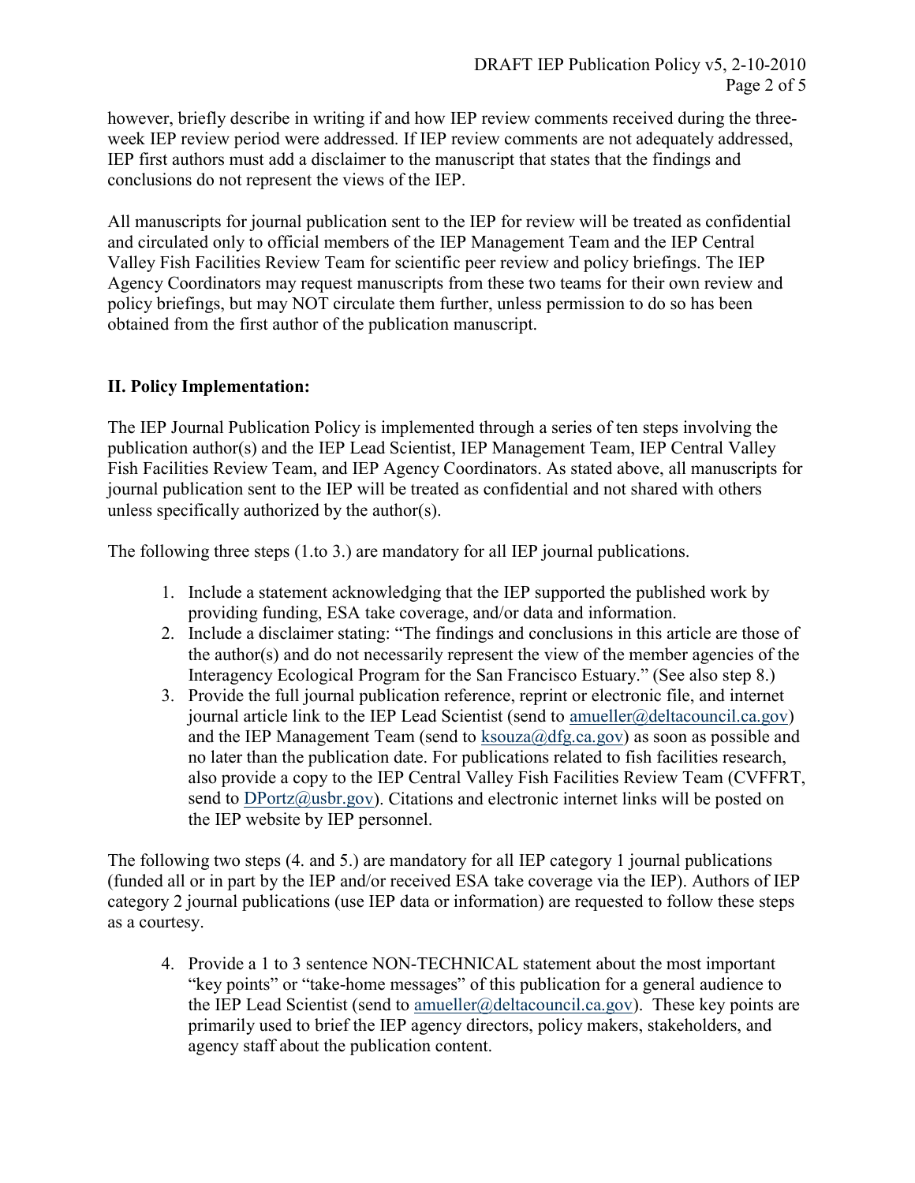however, briefly describe in writing if and how IEP review comments received during the three-week IEP review period were addressed. If IEP review comments are not adequately addressed, IEP first authors must add a disclaimer to the manuscript that states that the findings and conclusions do not represent the views of the IEP.

All manuscripts for journal publication sent to the IEP for review will be treated as confidential and circulated only to official members of the IEP Management Team and the IEP Central Valley Fish Facilities Review Team for scientific peer review and policy briefings. The IEP Agency Coordinators may request manuscripts from these two teams for their own review and policy briefings, but may NOT circulate them further, unless permission to do so has been obtained from the first author of the publication manuscript.

## II. Policy Implementation:

The IEP Journal Publication Policy is implemented through a series of ten steps involving the publication author(s) and the IEP Lead Scientist, IEP Management Team, IEP Central Valley Fish Facilities Review Team, and IEP Agency Coordinators. As stated above, all manuscripts for journal publication sent to the IEP will be treated as confidential and not shared with others unless specifically authorized by the author(s).

The following three steps (1.to 3.) are mandatory for all IEP journal publications.

1. Include a statement acknowledging that the IEP supported the published work by providing funding, ESA take coverage, and/or data and information.
2. Include a disclaimer stating: "The findings and conclusions in this article are those of the author(s) and do not necessarily represent the view of the member agencies of the Interagency Ecological Program for the San Francisco Estuary." (See also step 8.)
3. Provide the full journal publication reference, reprint or electronic file, and internet journal article link to the IEP Lead Scientist (send to amueller@deltacouncil.ca.gov) and the IEP Management Team (send to ksouza@dfg.ca.gov) as soon as possible and no later than the publication date. For publications related to fish facilities research, also provide a copy to the IEP Central Valley Fish Facilities Review Team (CVFFRT, send to DPortz@usbr.gov). Citations and electronic internet links will be posted on the IEP website by IEP personnel.

The following two steps (4. and 5.) are mandatory for all IEP category 1 journal publications (funded all or in part by the IEP and/or received ESA take coverage via the IEP). Authors of IEP category 2 journal publications (use IEP data or information) are requested to follow these steps as a courtesy.

4. Provide a 1 to 3 sentence NON-TECHNICAL statement about the most important "key points" or "take-home messages" of this publication for a general audience to the IEP Lead Scientist (send to amueller@deltacouncil.ca.gov). These key points are primarily used to brief the IEP agency directors, policy makers, stakeholders, and agency staff about the publication content.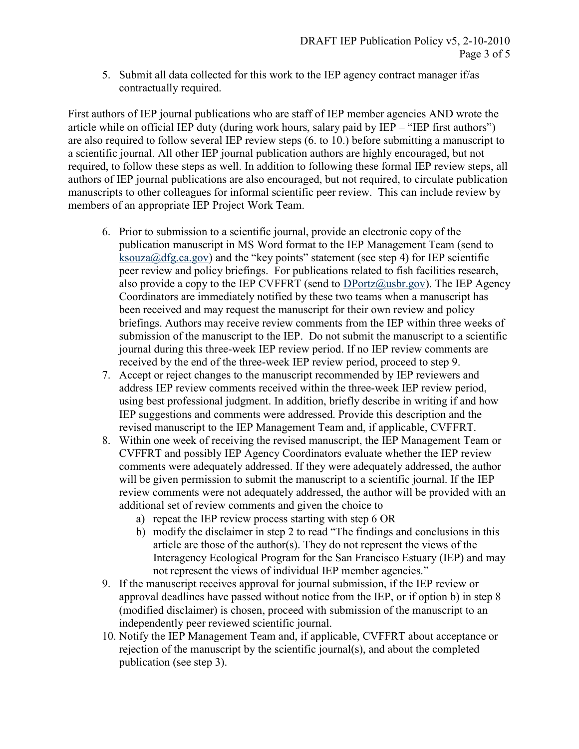5. Submit all data collected for this work to the IEP agency contract manager if/as contractually required.

First authors of IEP journal publications who are staff of IEP member agencies AND wrote the article while on official IEP duty (during work hours, salary paid by IEP – "IEP first authors") are also required to follow several IEP review steps (6. to 10.) before submitting a manuscript to a scientific journal. All other IEP journal publication authors are highly encouraged, but not required, to follow these steps as well. In addition to following these formal IEP review steps, all authors of IEP journal publications are also encouraged, but not required, to circulate publication manuscripts to other colleagues for informal scientific peer review. This can include review by members of an appropriate IEP Project Work Team.

6. Prior to submission to a scientific journal, provide an electronic copy of the publication manuscript in MS Word format to the IEP Management Team (send to ksouza@dfg.ca.gov) and the "key points" statement (see step 4) for IEP scientific peer review and policy briefings. For publications related to fish facilities research, also provide a copy to the IEP CVFFRT (send to DPortz@usbr.gov). The IEP Agency Coordinators are immediately notified by these two teams when a manuscript has been received and may request the manuscript for their own review and policy briefings. Authors may receive review comments from the IEP within three weeks of submission of the manuscript to the IEP. Do not submit the manuscript to a scientific journal during this three-week IEP review period. If no IEP review comments are received by the end of the three-week IEP review period, proceed to step 9.
7. Accept or reject changes to the manuscript recommended by IEP reviewers and address IEP review comments received within the three-week IEP review period, using best professional judgment. In addition, briefly describe in writing if and how IEP suggestions and comments were addressed. Provide this description and the revised manuscript to the IEP Management Team and, if applicable, CVFFRT.
8. Within one week of receiving the revised manuscript, the IEP Management Team or CVFFRT and possibly IEP Agency Coordinators evaluate whether the IEP review comments were adequately addressed. If they were adequately addressed, the author will be given permission to submit the manuscript to a scientific journal. If the IEP review comments were not adequately addressed, the author will be provided with an additional set of review comments and given the choice to
   a) repeat the IEP review process starting with step 6 OR
   b) modify the disclaimer in step 2 to read "The findings and conclusions in this article are those of the author(s). They do not represent the views of the Interagency Ecological Program for the San Francisco Estuary (IEP) and may not represent the views of individual IEP member agencies."
9. If the manuscript receives approval for journal submission, if the IEP review or approval deadlines have passed without notice from the IEP, or if option b) in step 8 (modified disclaimer) is chosen, proceed with submission of the manuscript to an independently peer reviewed scientific journal.
10. Notify the IEP Management Team and, if applicable, CVFFRT about acceptance or rejection of the manuscript by the scientific journal(s), and about the completed publication (see step 3).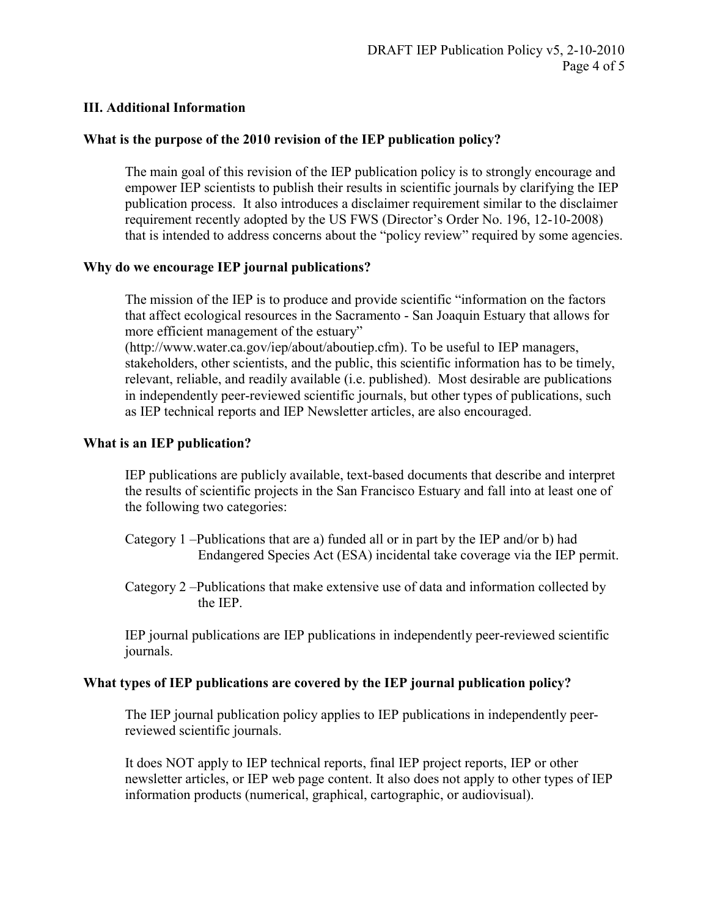## III. Additional Information

### What is the purpose of the 2010 revision of the IEP publication policy?

The main goal of this revision of the IEP publication policy is to strongly encourage and empower IEP scientists to publish their results in scientific journals by clarifying the IEP publication process. It also introduces a disclaimer requirement similar to the disclaimer requirement recently adopted by the US FWS (Director's Order No. 196, 12-10-2008) that is intended to address concerns about the "policy review" required by some agencies.

### Why do we encourage IEP journal publications?

The mission of the IEP is to produce and provide scientific "information on the factors that affect ecological resources in the Sacramento - San Joaquin Estuary that allows for more efficient management of the estuary" (http://www.water.ca.gov/iep/about/aboutiep.cfm). To be useful to IEP managers, stakeholders, other scientists, and the public, this scientific information has to be timely, relevant, reliable, and readily available (i.e. published). Most desirable are publications in independently peer-reviewed scientific journals, but other types of publications, such as IEP technical reports and IEP Newsletter articles, are also encouraged.

### What is an IEP publication?

IEP publications are publicly available, text-based documents that describe and interpret the results of scientific projects in the San Francisco Estuary and fall into at least one of the following two categories:

Category 1 –Publications that are a) funded all or in part by the IEP and/or b) had Endangered Species Act (ESA) incidental take coverage via the IEP permit.

Category 2 –Publications that make extensive use of data and information collected by the IEP.

IEP journal publications are IEP publications in independently peer-reviewed scientific journals.

### What types of IEP publications are covered by the IEP journal publication policy?

The IEP journal publication policy applies to IEP publications in independently peer-reviewed scientific journals.

It does NOT apply to IEP technical reports, final IEP project reports, IEP or other newsletter articles, or IEP web page content. It also does not apply to other types of IEP information products (numerical, graphical, cartographic, or audiovisual).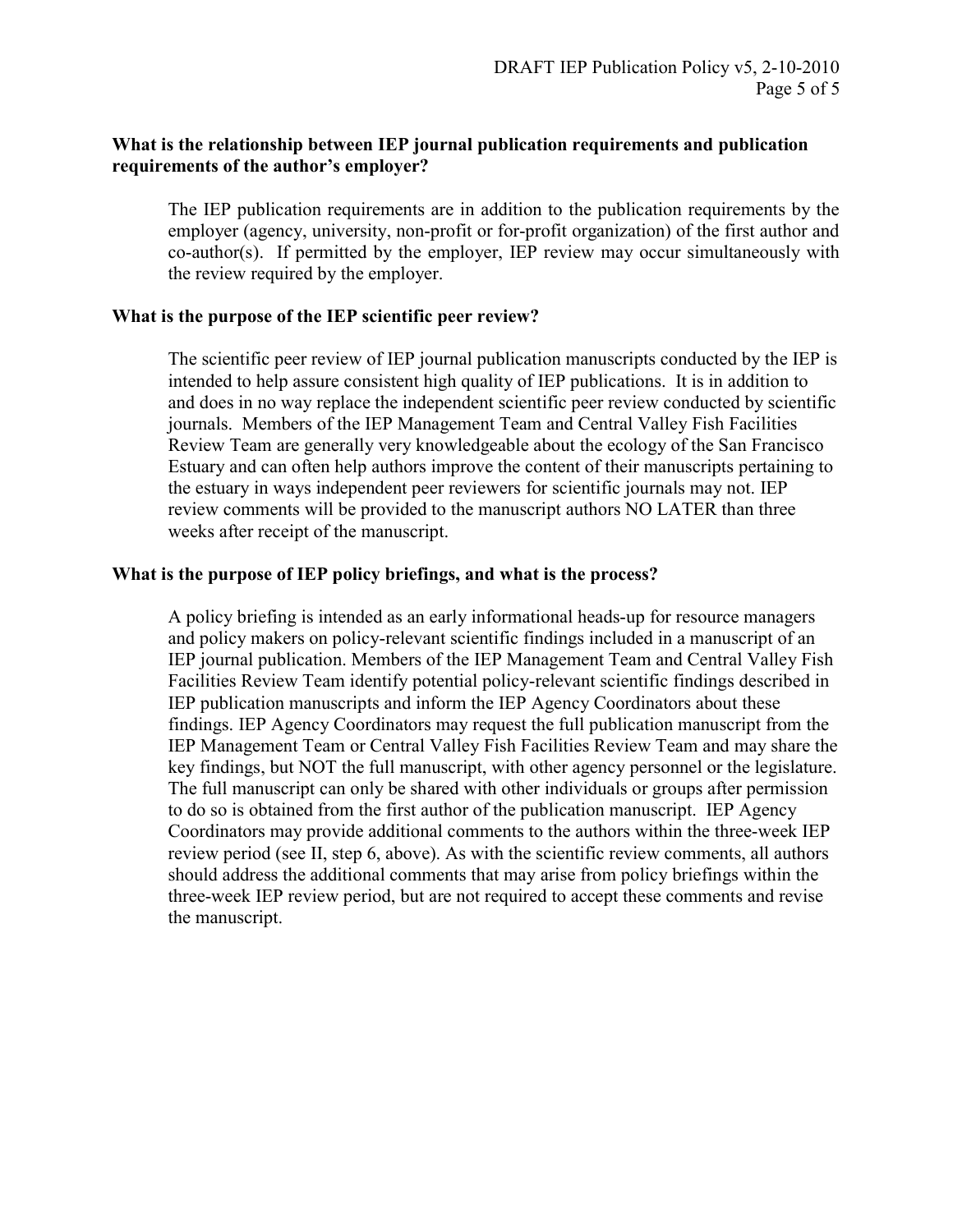**What is the relationship between IEP journal publication requirements and publication requirements of the author's employer?**

The IEP publication requirements are in addition to the publication requirements by the employer (agency, university, non-profit or for-profit organization) of the first author and co-author(s). If permitted by the employer, IEP review may occur simultaneously with the review required by the employer.

**What is the purpose of the IEP scientific peer review?**

The scientific peer review of IEP journal publication manuscripts conducted by the IEP is intended to help assure consistent high quality of IEP publications. It is in addition to and does in no way replace the independent scientific peer review conducted by scientific journals. Members of the IEP Management Team and Central Valley Fish Facilities Review Team are generally very knowledgeable about the ecology of the San Francisco Estuary and can often help authors improve the content of their manuscripts pertaining to the estuary in ways independent peer reviewers for scientific journals may not. IEP review comments will be provided to the manuscript authors NO LATER than three weeks after receipt of the manuscript.

**What is the purpose of IEP policy briefings, and what is the process?**

A policy briefing is intended as an early informational heads-up for resource managers and policy makers on policy-relevant scientific findings included in a manuscript of an IEP journal publication. Members of the IEP Management Team and Central Valley Fish Facilities Review Team identify potential policy-relevant scientific findings described in IEP publication manuscripts and inform the IEP Agency Coordinators about these findings. IEP Agency Coordinators may request the full publication manuscript from the IEP Management Team or Central Valley Fish Facilities Review Team and may share the key findings, but NOT the full manuscript, with other agency personnel or the legislature. The full manuscript can only be shared with other individuals or groups after permission to do so is obtained from the first author of the publication manuscript. IEP Agency Coordinators may provide additional comments to the authors within the three-week IEP review period (see II, step 6, above). As with the scientific review comments, all authors should address the additional comments that may arise from policy briefings within the three-week IEP review period, but are not required to accept these comments and revise the manuscript.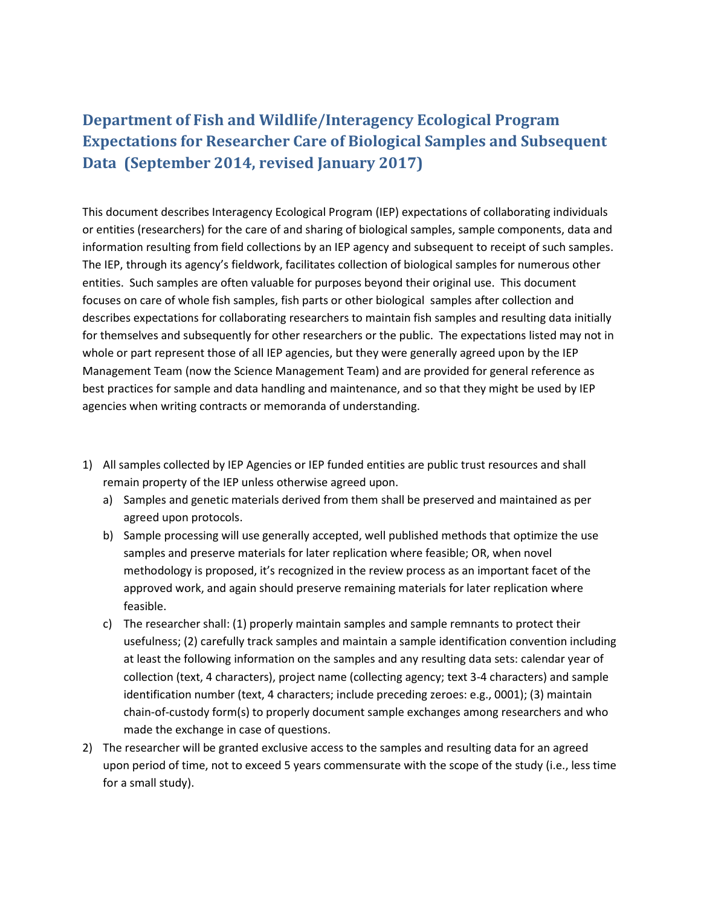# Department of Fish and Wildlife/Interagency Ecological Program Expectations for Researcher Care of Biological Samples and Subsequent Data (September 2014, revised January 2017)

This document describes Interagency Ecological Program (IEP) expectations of collaborating individuals or entities (researchers) for the care of and sharing of biological samples, sample components, data and information resulting from field collections by an IEP agency and subsequent to receipt of such samples. The IEP, through its agency's fieldwork, facilitates collection of biological samples for numerous other entities. Such samples are often valuable for purposes beyond their original use. This document focuses on care of whole fish samples, fish parts or other biological samples after collection and describes expectations for collaborating researchers to maintain fish samples and resulting data initially for themselves and subsequently for other researchers or the public. The expectations listed may not in whole or part represent those of all IEP agencies, but they were generally agreed upon by the IEP Management Team (now the Science Management Team) and are provided for general reference as best practices for sample and data handling and maintenance, and so that they might be used by IEP agencies when writing contracts or memoranda of understanding.

1) All samples collected by IEP Agencies or IEP funded entities are public trust resources and shall remain property of the IEP unless otherwise agreed upon.
   a) Samples and genetic materials derived from them shall be preserved and maintained as per agreed upon protocols.
   b) Sample processing will use generally accepted, well published methods that optimize the use samples and preserve materials for later replication where feasible; OR, when novel methodology is proposed, it's recognized in the review process as an important facet of the approved work, and again should preserve remaining materials for later replication where feasible.
   c) The researcher shall: (1) properly maintain samples and sample remnants to protect their usefulness; (2) carefully track samples and maintain a sample identification convention including at least the following information on the samples and any resulting data sets: calendar year of collection (text, 4 characters), project name (collecting agency; text 3-4 characters) and sample identification number (text, 4 characters; include preceding zeroes: e.g., 0001); (3) maintain chain-of-custody form(s) to properly document sample exchanges among researchers and who made the exchange in case of questions.
2) The researcher will be granted exclusive access to the samples and resulting data for an agreed upon period of time, not to exceed 5 years commensurate with the scope of the study (i.e., less time for a small study).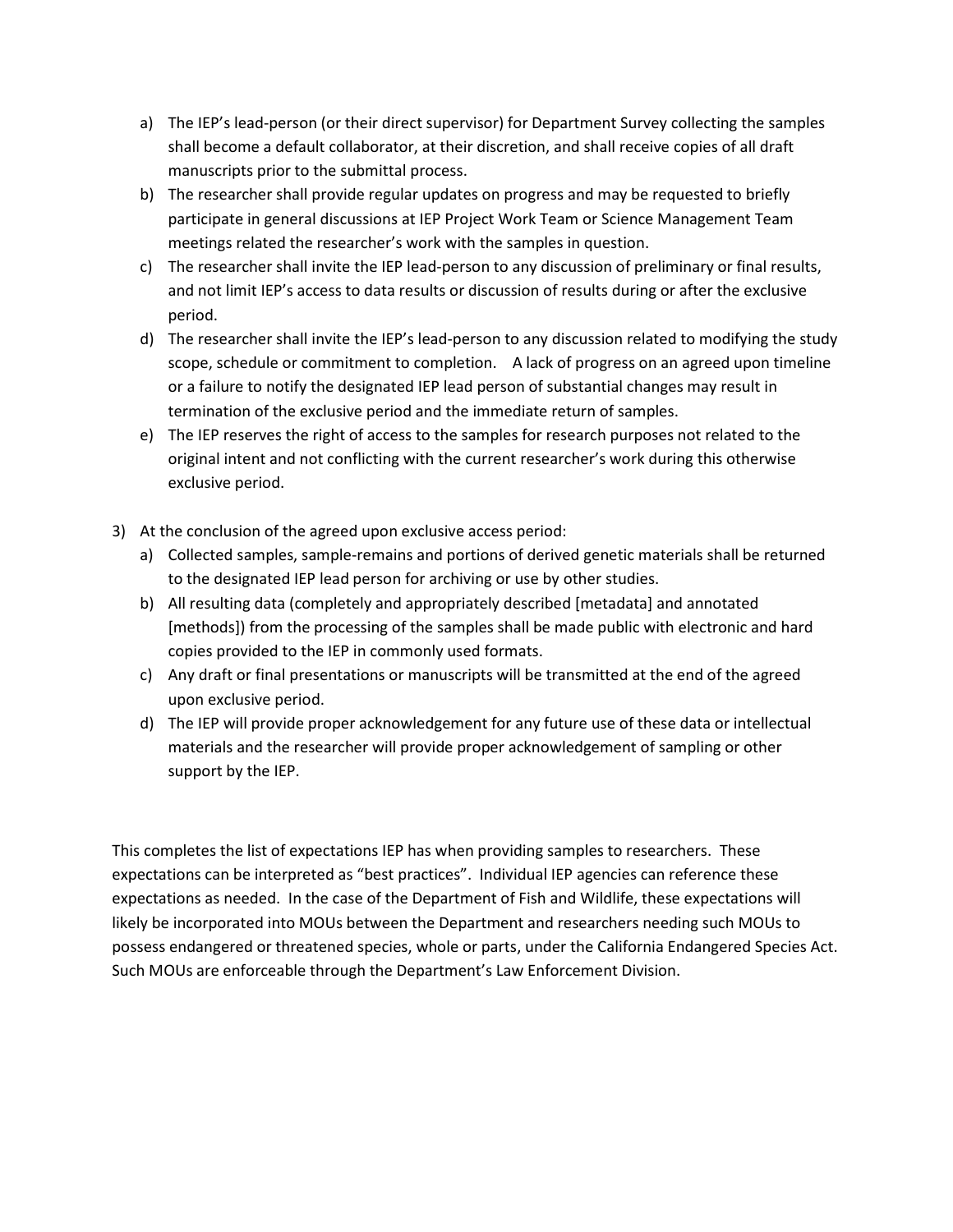a) The IEP's lead-person (or their direct supervisor) for Department Survey collecting the samples shall become a default collaborator, at their discretion, and shall receive copies of all draft manuscripts prior to the submittal process.
b) The researcher shall provide regular updates on progress and may be requested to briefly participate in general discussions at IEP Project Work Team or Science Management Team meetings related the researcher's work with the samples in question.
c) The researcher shall invite the IEP lead-person to any discussion of preliminary or final results, and not limit IEP's access to data results or discussion of results during or after the exclusive period.
d) The researcher shall invite the IEP's lead-person to any discussion related to modifying the study scope, schedule or commitment to completion. A lack of progress on an agreed upon timeline or a failure to notify the designated IEP lead person of substantial changes may result in termination of the exclusive period and the immediate return of samples.
e) The IEP reserves the right of access to the samples for research purposes not related to the original intent and not conflicting with the current researcher's work during this otherwise exclusive period.

3) At the conclusion of the agreed upon exclusive access period:
   a) Collected samples, sample-remains and portions of derived genetic materials shall be returned to the designated IEP lead person for archiving or use by other studies.
   b) All resulting data (completely and appropriately described [metadata] and annotated [methods]) from the processing of the samples shall be made public with electronic and hard copies provided to the IEP in commonly used formats.
   c) Any draft or final presentations or manuscripts will be transmitted at the end of the agreed upon exclusive period.
   d) The IEP will provide proper acknowledgement for any future use of these data or intellectual materials and the researcher will provide proper acknowledgement of sampling or other support by the IEP.

This completes the list of expectations IEP has when providing samples to researchers. These expectations can be interpreted as "best practices". Individual IEP agencies can reference these expectations as needed. In the case of the Department of Fish and Wildlife, these expectations will likely be incorporated into MOUs between the Department and researchers needing such MOUs to possess endangered or threatened species, whole or parts, under the California Endangered Species Act. Such MOUs are enforceable through the Department's Law Enforcement Division.